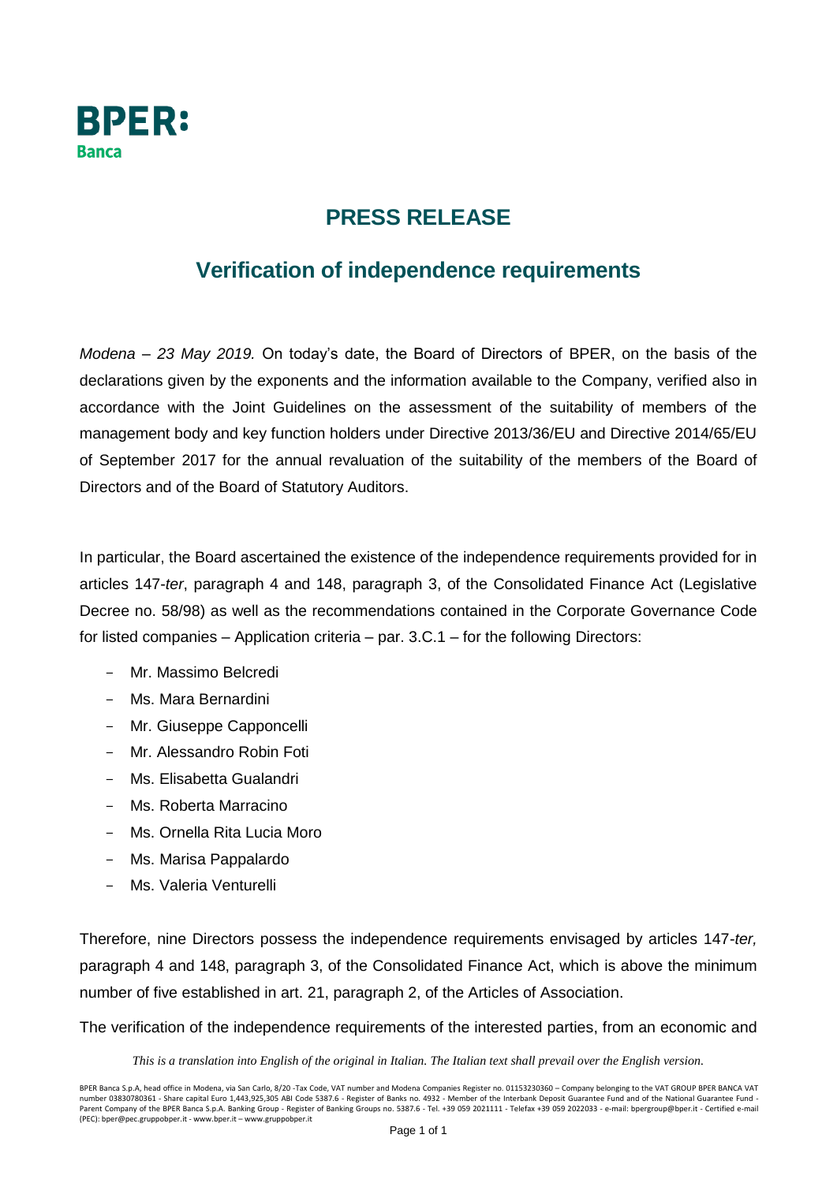BPER:
Banca

# PRESS RELEASE

## Verification of independence requirements

*Modena – 23 May 2019.* On today's date, the Board of Directors of BPER, on the basis of the declarations given by the exponents and the information available to the Company, verified also in accordance with the Joint Guidelines on the assessment of the suitability of members of the management body and key function holders under Directive 2013/36/EU and Directive 2014/65/EU of September 2017 for the annual revaluation of the suitability of the members of the Board of Directors and of the Board of Statutory Auditors.

In particular, the Board ascertained the existence of the independence requirements provided for in articles 147-*ter*, paragraph 4 and 148, paragraph 3, of the Consolidated Finance Act (Legislative Decree no. 58/98) as well as the recommendations contained in the Corporate Governance Code for listed companies – Application criteria – par. 3.C.1 – for the following Directors:

- Mr. Massimo Belcredi
- Ms. Mara Bernardini
- Mr. Giuseppe Capponcelli
- Mr. Alessandro Robin Foti
- Ms. Elisabetta Gualandri
- Ms. Roberta Marracino
- Ms. Ornella Rita Lucia Moro
- Ms. Marisa Pappalardo
- Ms. Valeria Venturelli

Therefore, nine Directors possess the independence requirements envisaged by articles 147-*ter,* paragraph 4 and 148, paragraph 3, of the Consolidated Finance Act, which is above the minimum number of five established in art. 21, paragraph 2, of the Articles of Association.

The verification of the independence requirements of the interested parties, from an economic and

*This is a translation into English of the original in Italian. The Italian text shall prevail over the English version.*

BPER Banca S.p.A, head office in Modena, via San Carlo, 8/20 -Tax Code, VAT number and Modena Companies Register no. 01153230360 – Company belonging to the VAT GROUP BPER BANCA VAT number 03830780361 - Share capital Euro 1,443,925,305 ABI Code 5387.6 - Register of Banks no. 4932 - Member of the Interbank Deposit Guarantee Fund and of the National Guarantee Fund - Parent Company of the BPER Banca S.p.A. Banking Group - Register of Banking Groups no. 5387.6 - Tel. +39 059 2021111 - Telefax +39 059 2022033 - e-mail: bpergroup@bper.it - Certified e-mail (PEC): bper@pec.gruppobper.it - www.bper.it – www.gruppobper.it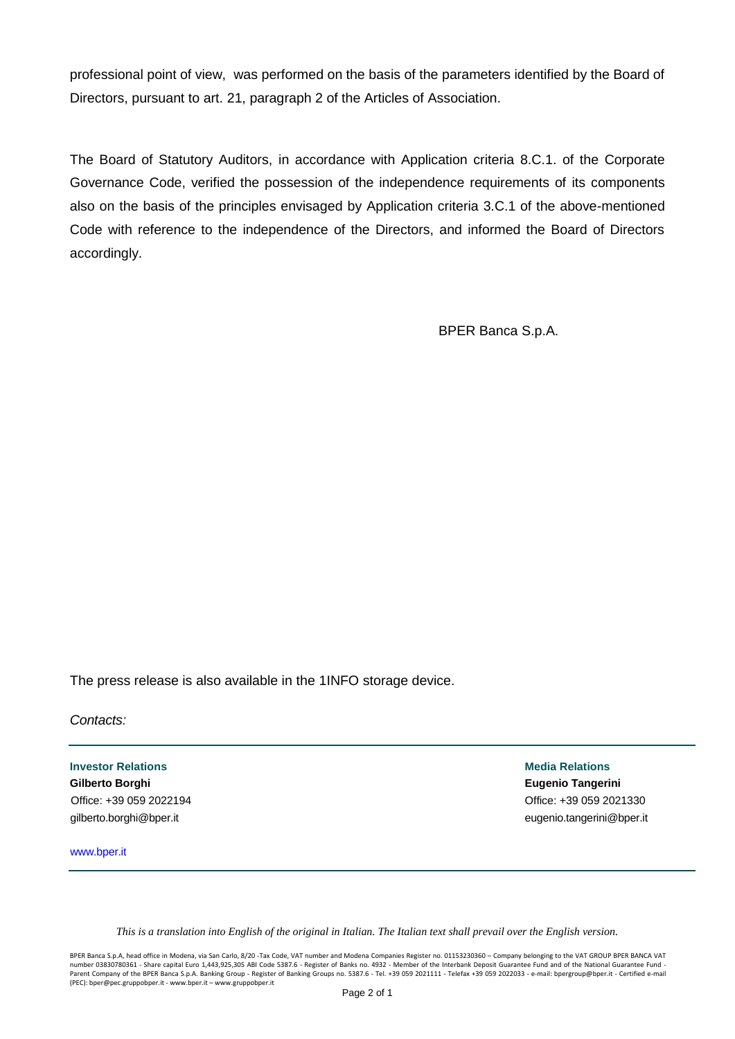professional point of view, was performed on the basis of the parameters identified by the Board of Directors, pursuant to art. 21, paragraph 2 of the Articles of Association.

The Board of Statutory Auditors, in accordance with Application criteria 8.C.1. of the Corporate Governance Code, verified the possession of the independence requirements of its components also on the basis of the principles envisaged by Application criteria 3.C.1 of the above-mentioned Code with reference to the independence of the Directors, and informed the Board of Directors accordingly.

BPER Banca S.p.A.

The press release is also available in the 1INFO storage device.

*Contacts:*

**Investor Relations**
**Gilberto Borghi**
Office: +39 059 2022194
gilberto.borghi@bper.it

**Media Relations**
**Eugenio Tangerini**
Office: +39 059 2021330
eugenio.tangerini@bper.it

www.bper.it

*This is a translation into English of the original in Italian. The Italian text shall prevail over the English version.*

BPER Banca S.p.A, head office in Modena, via San Carlo, 8/20 -Tax Code, VAT number and Modena Companies Register no. 01153230360 – Company belonging to the VAT GROUP BPER BANCA VAT number 03830780361 - Share capital Euro 1,443,925,305 ABI Code 5387.6 - Register of Banks no. 4932 - Member of the Interbank Deposit Guarantee Fund and of the National Guarantee Fund - Parent Company of the BPER Banca S.p.A. Banking Group - Register of Banking Groups no. 5387.6 - Tel. +39 059 2021111 - Telefax +39 059 2022033 - e-mail: bpergroup@bper.it - Certified e-mail (PEC): bper@pec.gruppobper.it - www.bper.it – www.gruppobper.it